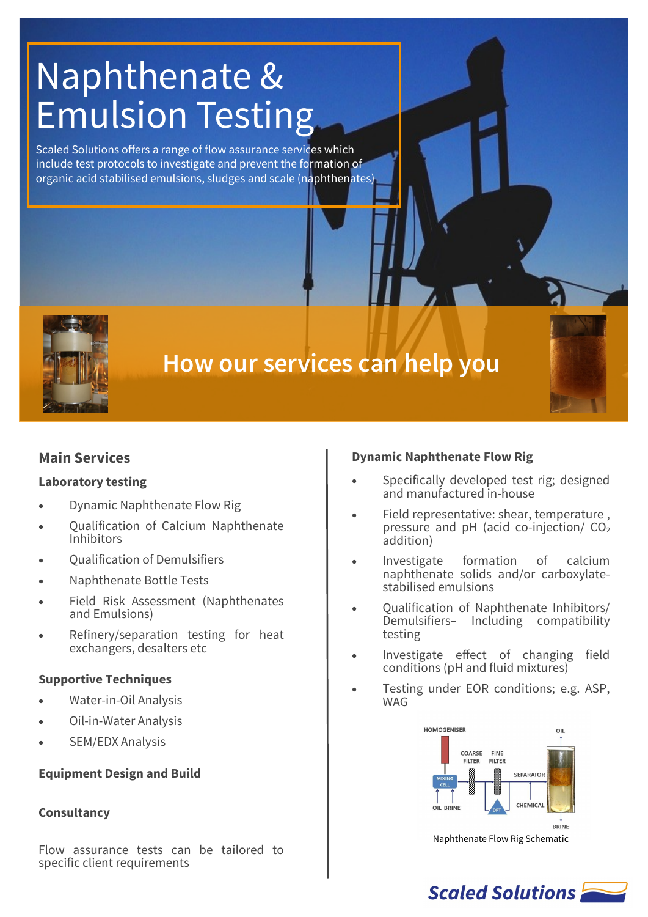# Naphthenate & Emulsion Testing

Scaled Solutions offers a range of flow assurance services which include test protocols to investigate and prevent the formation of organic acid stabilised emulsions, sludges and scale (naphthenates)

## How our services can help you

## Main Services

### Laboratory testing

- Dynamic Naphthenate Flow Rig
- Qualification of Calcium Naphthenate Inhibitors
- Qualification of Demulsifiers
- Naphthenate Bottle Tests
- Field Risk Assessment (Naphthenates and Emulsions)
- Refinery/separation testing for heat exchangers, desalters etc

### Supportive Techniques

- Water-in-Oil Analysis
- Oil-in-Water Analysis
- SEM/EDX Analysis

### Equipment Design and Build

### Consultancy

Flow assurance tests can be tailored to specific client requirements

### Dynamic Naphthenate Flow Rig

- Specifically developed test rig; designed and manufactured in-house
- Field representative: shear, temperature , pressure and pH (acid co-injection/ $CO_2$ addition)
- Investigate formation of calcium naphthenate solids and/or carboxylate-stabilised emulsions
- Qualification of Naphthenate Inhibitors/ Demulsifiers– Including compatibility testing
- Investigate effect of changing field conditions (pH and fluid mixtures)
- Testing under EOR conditions; e.g. ASP, WAG

HOMOGENISER, OIL, COARSE FILTER, FINE FILTER, MIXING CELL, SEPARATOR, OIL, BRINE, DPT, CHEMICAL, BRINE

Naphthenate Flow Rig Schematic

Scaled Solutions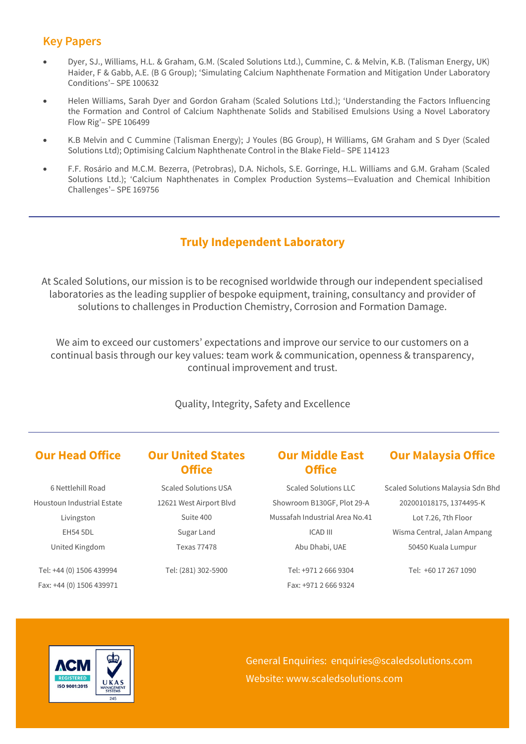## Key Papers

- Dyer, SJ., Williams, H.L. & Graham, G.M. (Scaled Solutions Ltd.), Cummine, C. & Melvin, K.B. (Talisman Energy, UK) Haider, F & Gabb, A.E. (B G Group); 'Simulating Calcium Naphthenate Formation and Mitigation Under Laboratory Conditions'– SPE 100632
- Helen Williams, Sarah Dyer and Gordon Graham (Scaled Solutions Ltd.); 'Understanding the Factors Influencing the Formation and Control of Calcium Naphthenate Solids and Stabilised Emulsions Using a Novel Laboratory Flow Rig'– SPE 106499
- K.B Melvin and C Cummine (Talisman Energy); J Youles (BG Group), H Williams, GM Graham and S Dyer (Scaled Solutions Ltd); Optimising Calcium Naphthenate Control in the Blake Field– SPE 114123
- F.F. Rosário and M.C.M. Bezerra, (Petrobras), D.A. Nichols, S.E. Gorringe, H.L. Williams and G.M. Graham (Scaled Solutions Ltd.); 'Calcium Naphthenates in Complex Production Systems—Evaluation and Chemical Inhibition Challenges'– SPE 169756

---

## Truly Independent Laboratory

At Scaled Solutions, our mission is to be recognised worldwide through our independent specialised laboratories as the leading supplier of bespoke equipment, training, consultancy and provider of solutions to challenges in Production Chemistry, Corrosion and Formation Damage.

We aim to exceed our customers' expectations and improve our service to our customers on a continual basis through our key values: team work & communication, openness & transparency, continual improvement and trust.

Quality, Integrity, Safety and Excellence

---

### Our Head Office

6 Nettlehill Road
Houstoun Industrial Estate
Livingston
EH54 5DL
United Kingdom

Tel: +44 (0) 1506 439994
Fax: +44 (0) 1506 439971

### Our United States Office

Scaled Solutions USA
12621 West Airport Blvd
Suite 400
Sugar Land
Texas 77478

Tel: (281) 302-5900

### Our Middle East Office

Scaled Solutions LLC
Showroom B130GF, Plot 29-A
Mussafah Industrial Area No.41
ICAD III
Abu Dhabi, UAE

Tel: +971 2 666 9304
Fax: +971 2 666 9324

### Our Malaysia Office

Scaled Solutions Malaysia Sdn Bhd
202001018175, 1374495-K
Lot 7.26, 7th Floor
Wisma Central, Jalan Ampang
50450 Kuala Lumpur

Tel: +60 17 267 1090

ACM REGISTERED ISO 9001:2015
UKAS MANAGEMENT SYSTEMS 245

General Enquiries: enquiries@scaledsolutions.com
Website: www.scaledsolutions.com